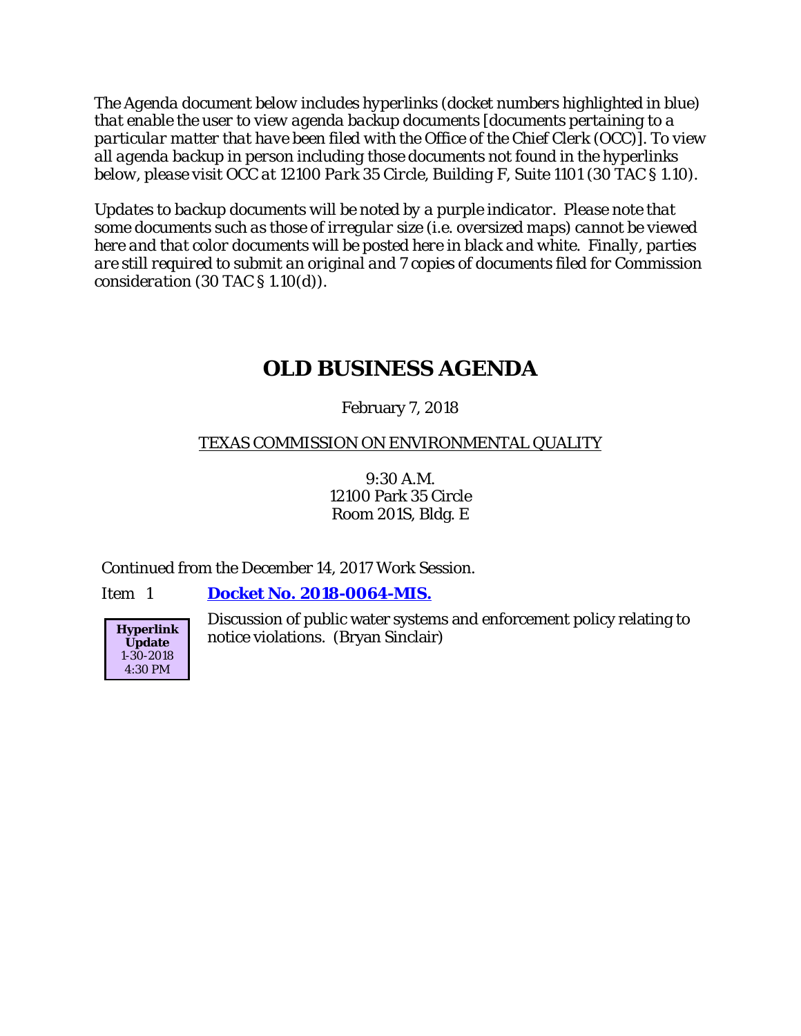*The Agenda document below includes hyperlinks (docket numbers highlighted in blue) that enable the user to view agenda backup documents [documents pertaining to a particular matter that have been filed with the Office of the Chief Clerk (OCC)]. To view all agenda backup in person including those documents not found in the hyperlinks below, please visit OCC at 12100 Park 35 Circle, Building F, Suite 1101 (30 TAC § 1.10).*

*Updates to backup documents will be noted by a purple indicator. Please note that some documents such as those of irregular size (i.e. oversized maps) cannot be viewed here and that color documents will be posted here in black and white. Finally, parties are still required to submit an original and 7 copies of documents filed for Commission consideration (30 TAC § 1.10(d)).*

# OLD BUSINESS AGENDA

February 7, 2018

TEXAS COMMISSION ON ENVIRONMENTAL QUALITY

9:30 A.M.
12100 Park 35 Circle
Room 201S, Bldg. E

Continued from the December 14, 2017 Work Session.

Item 1 **Docket No. 2018-0064-MIS.**

**Hyperlink Update** 1-30-2018 4:30 PM

Discussion of public water systems and enforcement policy relating to notice violations. (Bryan Sinclair)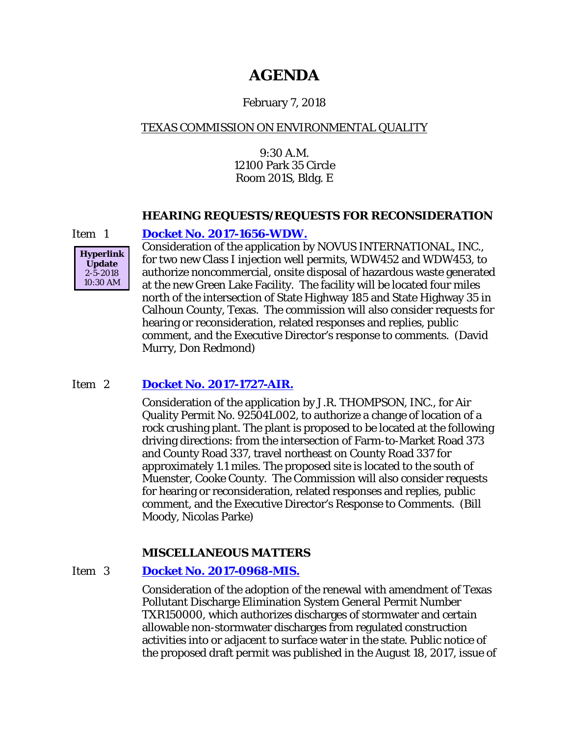# AGENDA

February 7, 2018

TEXAS COMMISSION ON ENVIRONMENTAL QUALITY

9:30 A.M.
12100 Park 35 Circle
Room 201S, Bldg. E

### HEARING REQUESTS/REQUESTS FOR RECONSIDERATION

Item 1 **Docket No. 2017-1656-WDW.**

**Hyperlink Update** 2-5-2018 10:30 AM

Consideration of the application by NOVUS INTERNATIONAL, INC., for two new Class I injection well permits, WDW452 and WDW453, to authorize noncommercial, onsite disposal of hazardous waste generated at the new Green Lake Facility. The facility will be located four miles north of the intersection of State Highway 185 and State Highway 35 in Calhoun County, Texas. The commission will also consider requests for hearing or reconsideration, related responses and replies, public comment, and the Executive Director's response to comments. (David Murry, Don Redmond)

Item 2 **Docket No. 2017-1727-AIR.**

Consideration of the application by J.R. THOMPSON, INC., for Air Quality Permit No. 92504L002, to authorize a change of location of a rock crushing plant. The plant is proposed to be located at the following driving directions: from the intersection of Farm-to-Market Road 373 and County Road 337, travel northeast on County Road 337 for approximately 1.1 miles. The proposed site is located to the south of Muenster, Cooke County. The Commission will also consider requests for hearing or reconsideration, related responses and replies, public comment, and the Executive Director's Response to Comments. (Bill Moody, Nicolas Parke)

### MISCELLANEOUS MATTERS

Item 3 **Docket No. 2017-0968-MIS.**

Consideration of the adoption of the renewal with amendment of Texas Pollutant Discharge Elimination System General Permit Number TXR150000, which authorizes discharges of stormwater and certain allowable non-stormwater discharges from regulated construction activities into or adjacent to surface water in the state. Public notice of the proposed draft permit was published in the August 18, 2017, issue of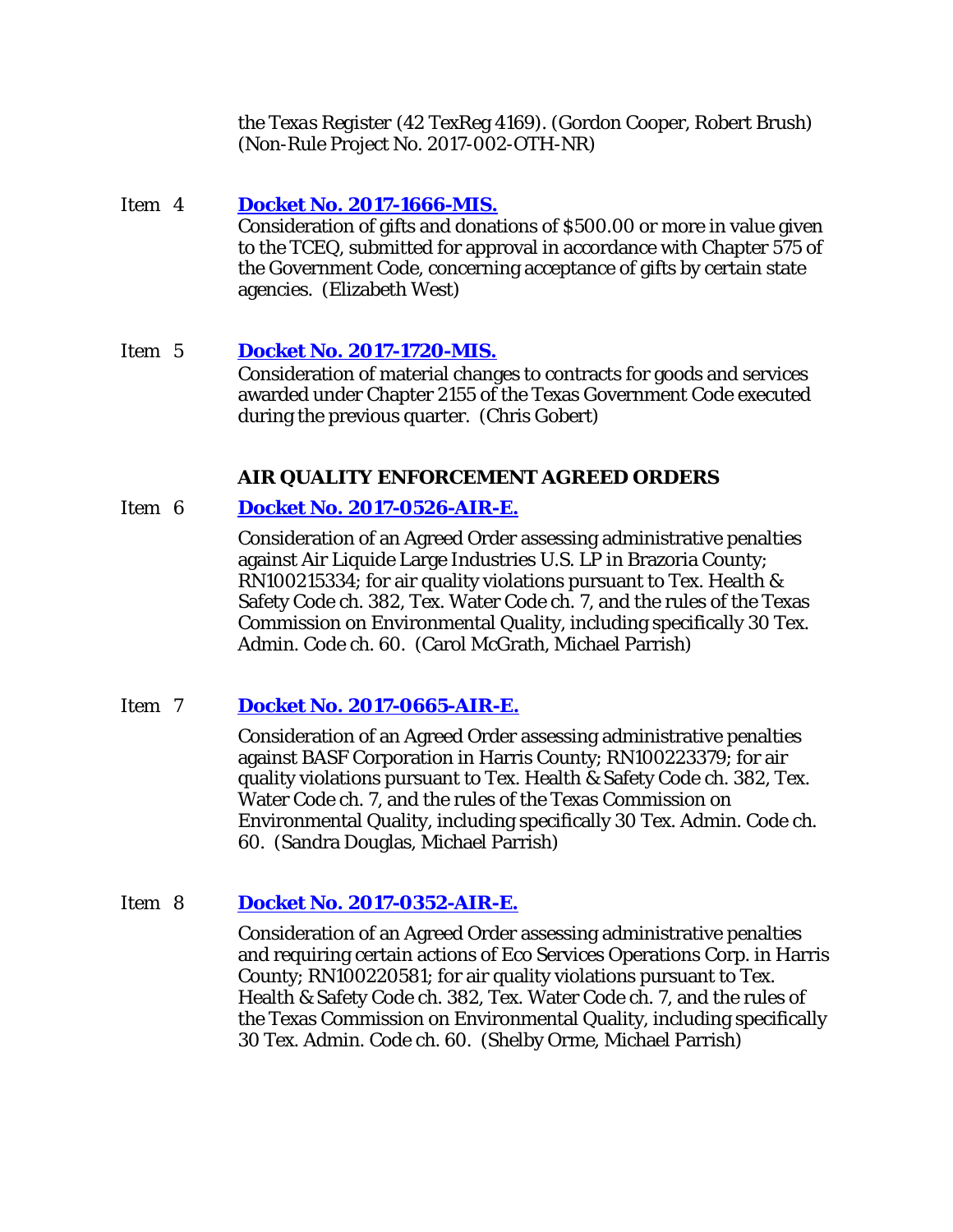the *Texas Register* (42 TexReg 4169). (Gordon Cooper, Robert Brush) (Non-Rule Project No. 2017-002-OTH-NR)

Item 4 **Docket No. 2017-1666-MIS.**
Consideration of gifts and donations of $500.00 or more in value given to the TCEQ, submitted for approval in accordance with Chapter 575 of the Government Code, concerning acceptance of gifts by certain state agencies. (Elizabeth West)

Item 5 **Docket No. 2017-1720-MIS.**
Consideration of material changes to contracts for goods and services awarded under Chapter 2155 of the Texas Government Code executed during the previous quarter. (Chris Gobert)

### AIR QUALITY ENFORCEMENT AGREED ORDERS

Item 6 **Docket No. 2017-0526-AIR-E.**

Consideration of an Agreed Order assessing administrative penalties against Air Liquide Large Industries U.S. LP in Brazoria County; RN100215334; for air quality violations pursuant to Tex. Health & Safety Code ch. 382, Tex. Water Code ch. 7, and the rules of the Texas Commission on Environmental Quality, including specifically 30 Tex. Admin. Code ch. 60. (Carol McGrath, Michael Parrish)

Item 7 **Docket No. 2017-0665-AIR-E.**

Consideration of an Agreed Order assessing administrative penalties against BASF Corporation in Harris County; RN100223379; for air quality violations pursuant to Tex. Health & Safety Code ch. 382, Tex. Water Code ch. 7, and the rules of the Texas Commission on Environmental Quality, including specifically 30 Tex. Admin. Code ch. 60. (Sandra Douglas, Michael Parrish)

Item 8 **Docket No. 2017-0352-AIR-E.**

Consideration of an Agreed Order assessing administrative penalties and requiring certain actions of Eco Services Operations Corp. in Harris County; RN100220581; for air quality violations pursuant to Tex. Health & Safety Code ch. 382, Tex. Water Code ch. 7, and the rules of the Texas Commission on Environmental Quality, including specifically 30 Tex. Admin. Code ch. 60. (Shelby Orme, Michael Parrish)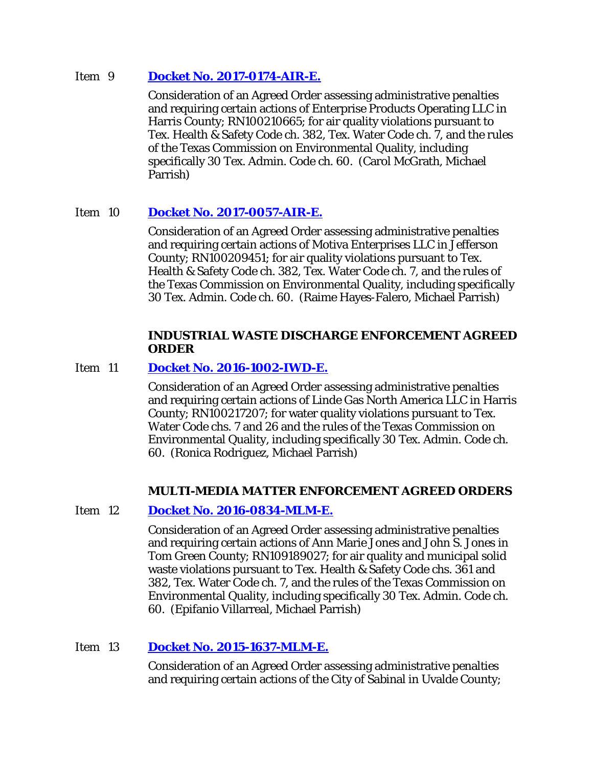Item 9 **[Docket No. 2017-0174-AIR-E.]**

Consideration of an Agreed Order assessing administrative penalties and requiring certain actions of Enterprise Products Operating LLC in Harris County; RN100210665; for air quality violations pursuant to Tex. Health & Safety Code ch. 382, Tex. Water Code ch. 7, and the rules of the Texas Commission on Environmental Quality, including specifically 30 Tex. Admin. Code ch. 60. (Carol McGrath, Michael Parrish)

Item 10 **[Docket No. 2017-0057-AIR-E.]**

Consideration of an Agreed Order assessing administrative penalties and requiring certain actions of Motiva Enterprises LLC in Jefferson County; RN100209451; for air quality violations pursuant to Tex. Health & Safety Code ch. 382, Tex. Water Code ch. 7, and the rules of the Texas Commission on Environmental Quality, including specifically 30 Tex. Admin. Code ch. 60. (Raime Hayes-Falero, Michael Parrish)

**INDUSTRIAL WASTE DISCHARGE ENFORCEMENT AGREED ORDER**

Item 11 **[Docket No. 2016-1002-IWD-E.]**

Consideration of an Agreed Order assessing administrative penalties and requiring certain actions of Linde Gas North America LLC in Harris County; RN100217207; for water quality violations pursuant to Tex. Water Code chs. 7 and 26 and the rules of the Texas Commission on Environmental Quality, including specifically 30 Tex. Admin. Code ch. 60. (Ronica Rodriguez, Michael Parrish)

**MULTI-MEDIA MATTER ENFORCEMENT AGREED ORDERS**

Item 12 **[Docket No. 2016-0834-MLM-E.]**

Consideration of an Agreed Order assessing administrative penalties and requiring certain actions of Ann Marie Jones and John S. Jones in Tom Green County; RN109189027; for air quality and municipal solid waste violations pursuant to Tex. Health & Safety Code chs. 361 and 382, Tex. Water Code ch. 7, and the rules of the Texas Commission on Environmental Quality, including specifically 30 Tex. Admin. Code ch. 60. (Epifanio Villarreal, Michael Parrish)

Item 13 **[Docket No. 2015-1637-MLM-E.]**

Consideration of an Agreed Order assessing administrative penalties and requiring certain actions of the City of Sabinal in Uvalde County;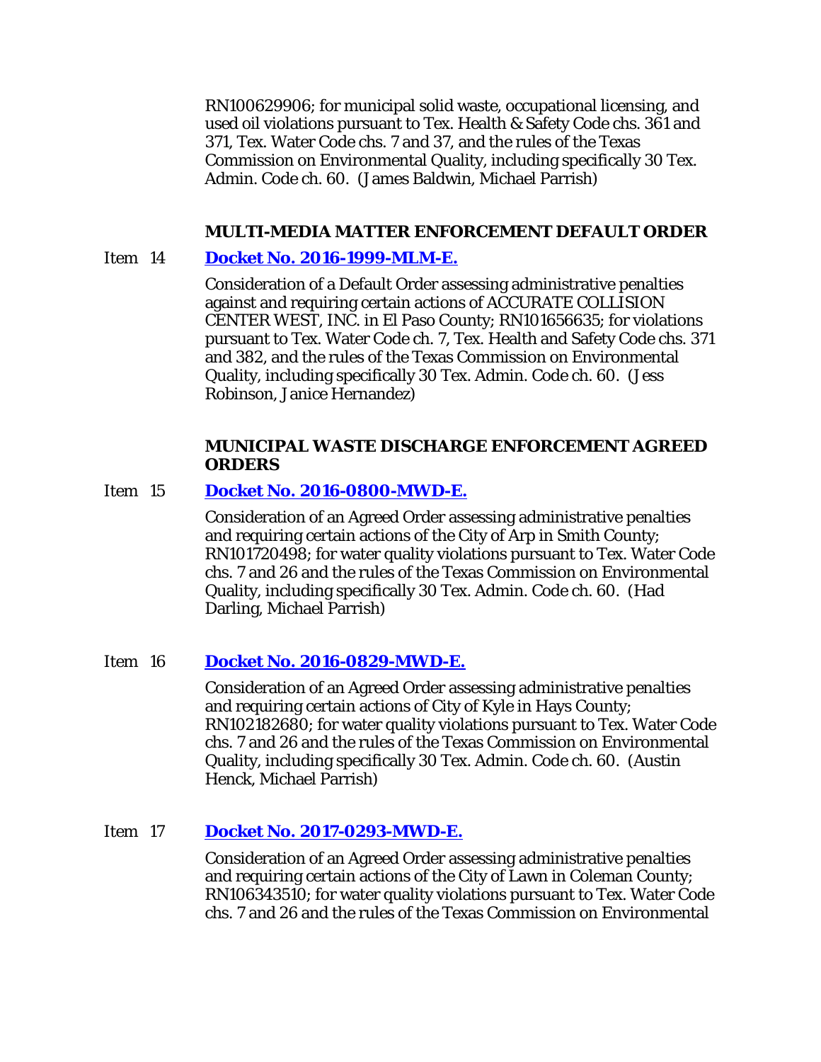RN100629906; for municipal solid waste, occupational licensing, and used oil violations pursuant to Tex. Health & Safety Code chs. 361 and 371, Tex. Water Code chs. 7 and 37, and the rules of the Texas Commission on Environmental Quality, including specifically 30 Tex. Admin. Code ch. 60. (James Baldwin, Michael Parrish)

### MULTI-MEDIA MATTER ENFORCEMENT DEFAULT ORDER

Item 14 **Docket No. 2016-1999-MLM-E.**

Consideration of a Default Order assessing administrative penalties against and requiring certain actions of ACCURATE COLLISION CENTER WEST, INC. in El Paso County; RN101656635; for violations pursuant to Tex. Water Code ch. 7, Tex. Health and Safety Code chs. 371 and 382, and the rules of the Texas Commission on Environmental Quality, including specifically 30 Tex. Admin. Code ch. 60. (Jess Robinson, Janice Hernandez)

### MUNICIPAL WASTE DISCHARGE ENFORCEMENT AGREED ORDERS

Item 15 **Docket No. 2016-0800-MWD-E.**

Consideration of an Agreed Order assessing administrative penalties and requiring certain actions of the City of Arp in Smith County; RN101720498; for water quality violations pursuant to Tex. Water Code chs. 7 and 26 and the rules of the Texas Commission on Environmental Quality, including specifically 30 Tex. Admin. Code ch. 60. (Had Darling, Michael Parrish)

Item 16 **Docket No. 2016-0829-MWD-E.**

Consideration of an Agreed Order assessing administrative penalties and requiring certain actions of City of Kyle in Hays County; RN102182680; for water quality violations pursuant to Tex. Water Code chs. 7 and 26 and the rules of the Texas Commission on Environmental Quality, including specifically 30 Tex. Admin. Code ch. 60. (Austin Henck, Michael Parrish)

Item 17 **Docket No. 2017-0293-MWD-E.**

Consideration of an Agreed Order assessing administrative penalties and requiring certain actions of the City of Lawn in Coleman County; RN106343510; for water quality violations pursuant to Tex. Water Code chs. 7 and 26 and the rules of the Texas Commission on Environmental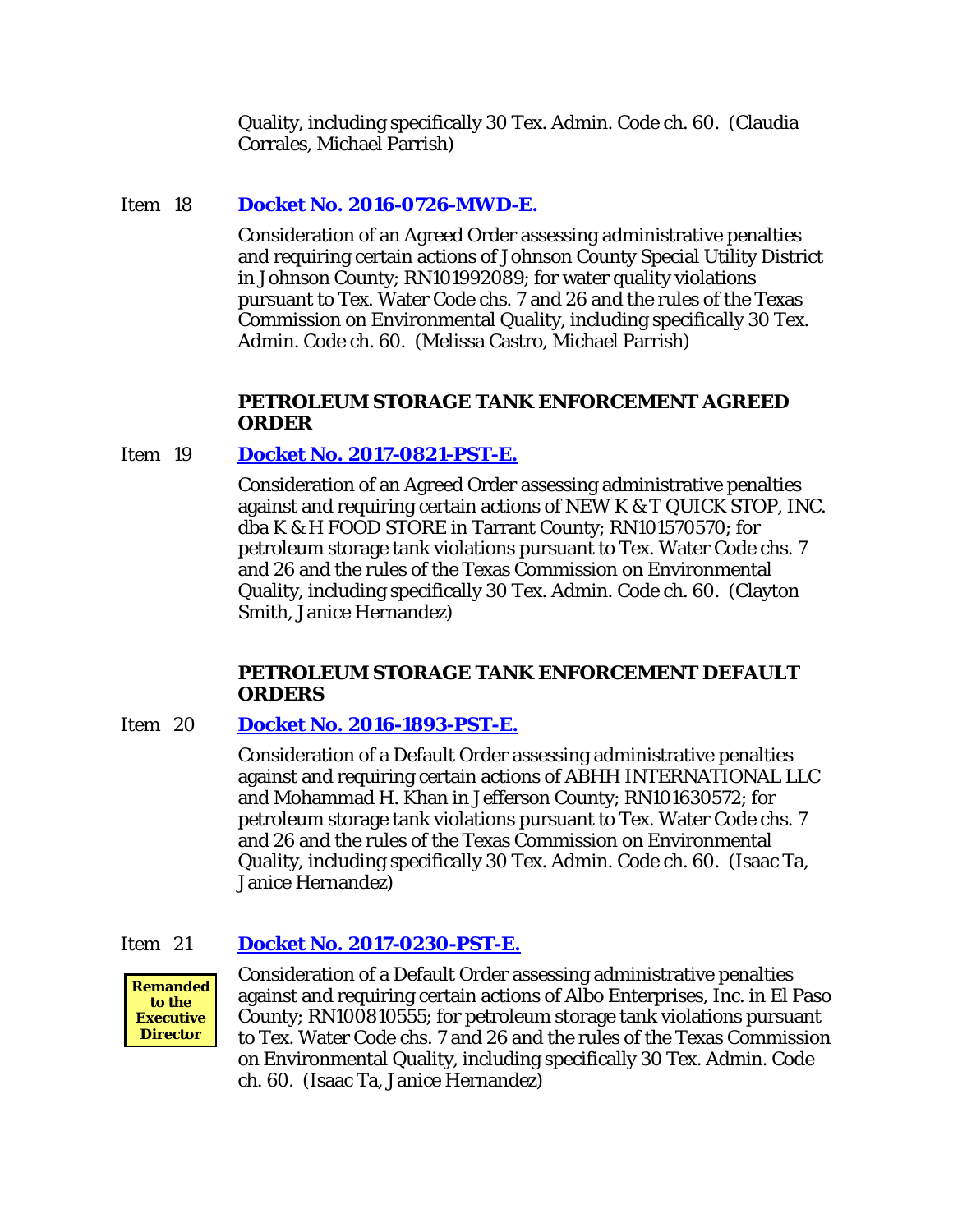Quality, including specifically 30 Tex. Admin. Code ch. 60. (Claudia Corrales, Michael Parrish)

Item 18 **Docket No. 2016-0726-MWD-E.**

Consideration of an Agreed Order assessing administrative penalties and requiring certain actions of Johnson County Special Utility District in Johnson County; RN101992089; for water quality violations pursuant to Tex. Water Code chs. 7 and 26 and the rules of the Texas Commission on Environmental Quality, including specifically 30 Tex. Admin. Code ch. 60. (Melissa Castro, Michael Parrish)

**PETROLEUM STORAGE TANK ENFORCEMENT AGREED ORDER**

Item 19 **Docket No. 2017-0821-PST-E.**

Consideration of an Agreed Order assessing administrative penalties against and requiring certain actions of NEW K & T QUICK STOP, INC. dba K & H FOOD STORE in Tarrant County; RN101570570; for petroleum storage tank violations pursuant to Tex. Water Code chs. 7 and 26 and the rules of the Texas Commission on Environmental Quality, including specifically 30 Tex. Admin. Code ch. 60. (Clayton Smith, Janice Hernandez)

**PETROLEUM STORAGE TANK ENFORCEMENT DEFAULT ORDERS**

Item 20 **Docket No. 2016-1893-PST-E.**

Consideration of a Default Order assessing administrative penalties against and requiring certain actions of ABHH INTERNATIONAL LLC and Mohammad H. Khan in Jefferson County; RN101630572; for petroleum storage tank violations pursuant to Tex. Water Code chs. 7 and 26 and the rules of the Texas Commission on Environmental Quality, including specifically 30 Tex. Admin. Code ch. 60. (Isaac Ta, Janice Hernandez)

Item 21 **Docket No. 2017-0230-PST-E.**

**Remanded to the Executive Director**

Consideration of a Default Order assessing administrative penalties against and requiring certain actions of Albo Enterprises, Inc. in El Paso County; RN100810555; for petroleum storage tank violations pursuant to Tex. Water Code chs. 7 and 26 and the rules of the Texas Commission on Environmental Quality, including specifically 30 Tex. Admin. Code ch. 60. (Isaac Ta, Janice Hernandez)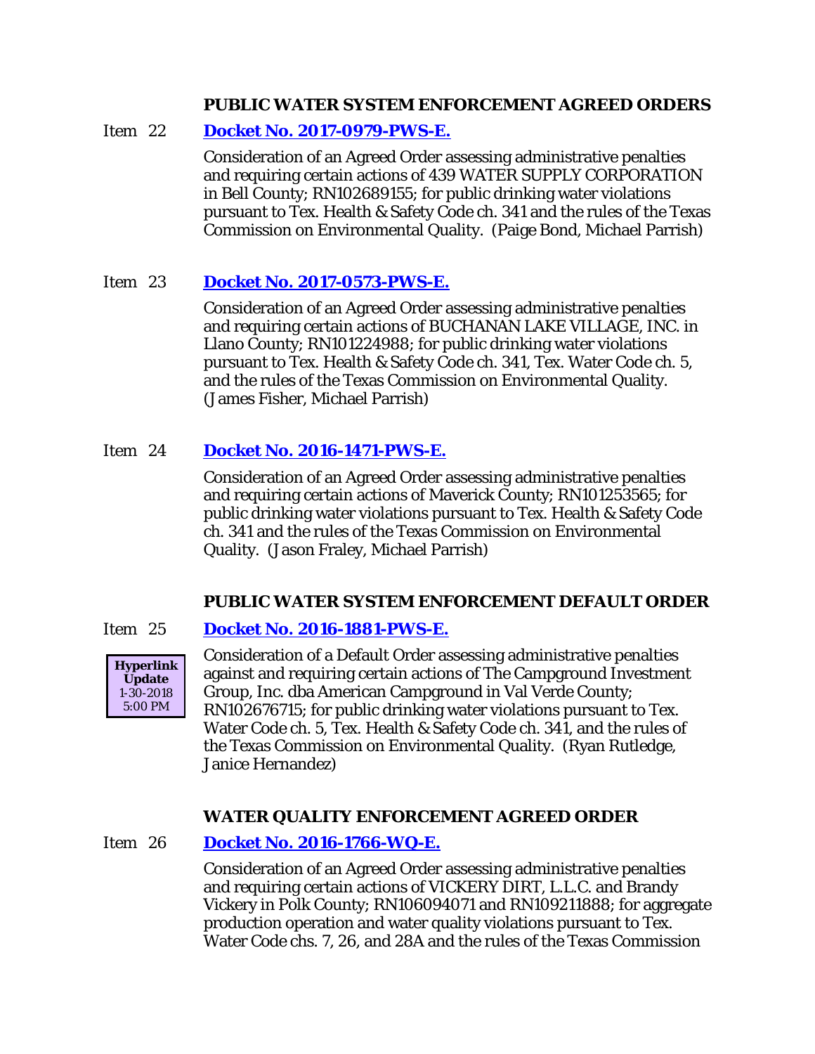### PUBLIC WATER SYSTEM ENFORCEMENT AGREED ORDERS

Item 22 **Docket No. 2017-0979-PWS-E.**

Consideration of an Agreed Order assessing administrative penalties and requiring certain actions of 439 WATER SUPPLY CORPORATION in Bell County; RN102689155; for public drinking water violations pursuant to Tex. Health & Safety Code ch. 341 and the rules of the Texas Commission on Environmental Quality. (Paige Bond, Michael Parrish)

Item 23 **Docket No. 2017-0573-PWS-E.**

Consideration of an Agreed Order assessing administrative penalties and requiring certain actions of BUCHANAN LAKE VILLAGE, INC. in Llano County; RN101224988; for public drinking water violations pursuant to Tex. Health & Safety Code ch. 341, Tex. Water Code ch. 5, and the rules of the Texas Commission on Environmental Quality. (James Fisher, Michael Parrish)

Item 24 **Docket No. 2016-1471-PWS-E.**

Consideration of an Agreed Order assessing administrative penalties and requiring certain actions of Maverick County; RN101253565; for public drinking water violations pursuant to Tex. Health & Safety Code ch. 341 and the rules of the Texas Commission on Environmental Quality. (Jason Fraley, Michael Parrish)

### PUBLIC WATER SYSTEM ENFORCEMENT DEFAULT ORDER

Item 25 **Docket No. 2016-1881-PWS-E.**

**Hyperlink Update** 1-30-2018 5:00 PM

Consideration of a Default Order assessing administrative penalties against and requiring certain actions of The Campground Investment Group, Inc. dba American Campground in Val Verde County; RN102676715; for public drinking water violations pursuant to Tex. Water Code ch. 5, Tex. Health & Safety Code ch. 341, and the rules of the Texas Commission on Environmental Quality. (Ryan Rutledge, Janice Hernandez)

### WATER QUALITY ENFORCEMENT AGREED ORDER

Item 26 **Docket No. 2016-1766-WQ-E.**

Consideration of an Agreed Order assessing administrative penalties and requiring certain actions of VICKERY DIRT, L.L.C. and Brandy Vickery in Polk County; RN106094071 and RN109211888; for aggregate production operation and water quality violations pursuant to Tex. Water Code chs. 7, 26, and 28A and the rules of the Texas Commission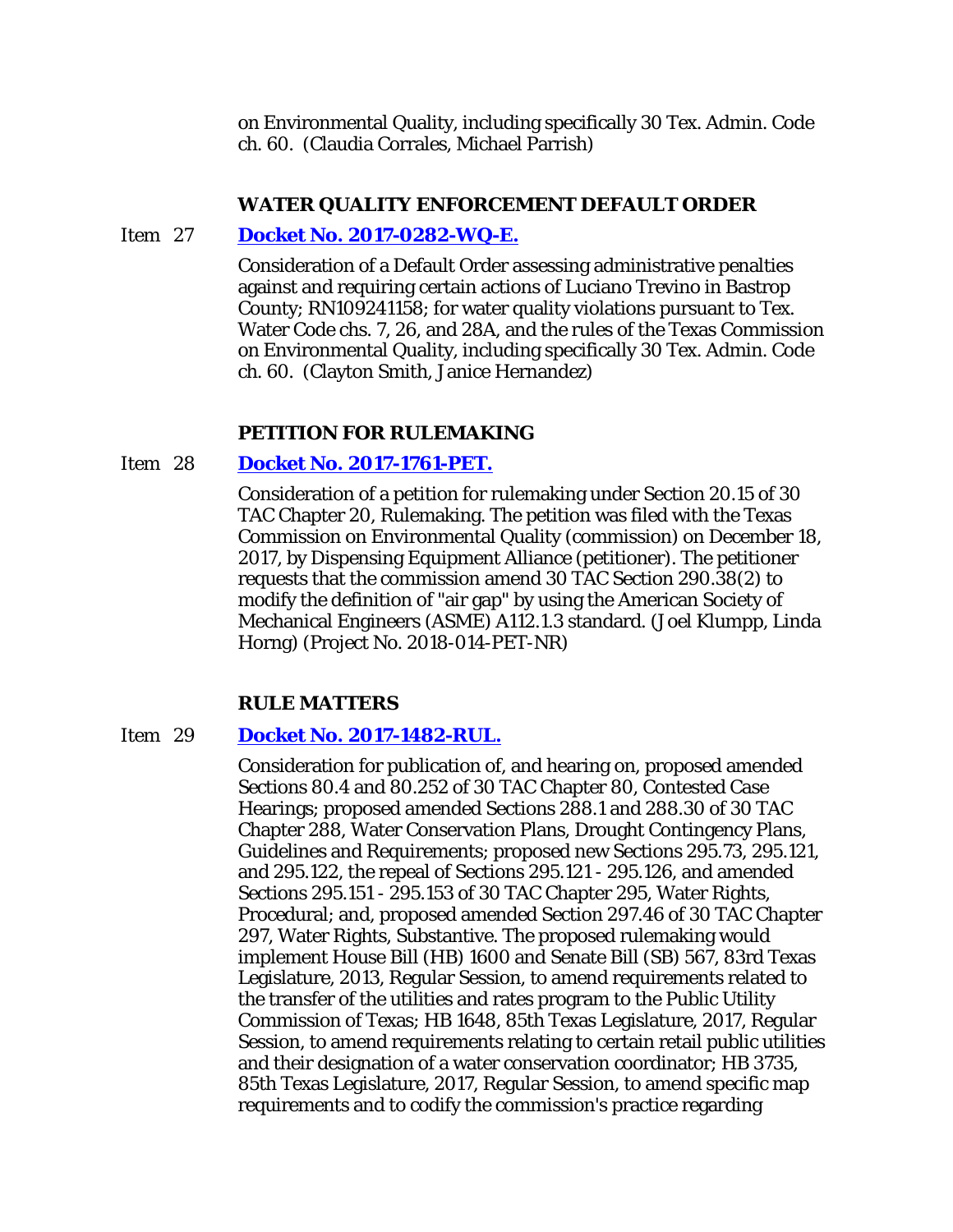on Environmental Quality, including specifically 30 Tex. Admin. Code ch. 60. (Claudia Corrales, Michael Parrish)

### WATER QUALITY ENFORCEMENT DEFAULT ORDER

Item 27 **Docket No. 2017-0282-WQ-E.**

Consideration of a Default Order assessing administrative penalties against and requiring certain actions of Luciano Trevino in Bastrop County; RN109241158; for water quality violations pursuant to Tex. Water Code chs. 7, 26, and 28A, and the rules of the Texas Commission on Environmental Quality, including specifically 30 Tex. Admin. Code ch. 60. (Clayton Smith, Janice Hernandez)

### PETITION FOR RULEMAKING

Item 28 **Docket No. 2017-1761-PET.**

Consideration of a petition for rulemaking under Section 20.15 of 30 TAC Chapter 20, Rulemaking. The petition was filed with the Texas Commission on Environmental Quality (commission) on December 18, 2017, by Dispensing Equipment Alliance (petitioner). The petitioner requests that the commission amend 30 TAC Section 290.38(2) to modify the definition of "air gap" by using the American Society of Mechanical Engineers (ASME) A112.1.3 standard. (Joel Klumpp, Linda Horng) (Project No. 2018-014-PET-NR)

### RULE MATTERS

Item 29 **Docket No. 2017-1482-RUL.**

Consideration for publication of, and hearing on, proposed amended Sections 80.4 and 80.252 of 30 TAC Chapter 80, Contested Case Hearings; proposed amended Sections 288.1 and 288.30 of 30 TAC Chapter 288, Water Conservation Plans, Drought Contingency Plans, Guidelines and Requirements; proposed new Sections 295.73, 295.121, and 295.122, the repeal of Sections 295.121 - 295.126, and amended Sections 295.151 - 295.153 of 30 TAC Chapter 295, Water Rights, Procedural; and, proposed amended Section 297.46 of 30 TAC Chapter 297, Water Rights, Substantive. The proposed rulemaking would implement House Bill (HB) 1600 and Senate Bill (SB) 567, 83rd Texas Legislature, 2013, Regular Session, to amend requirements related to the transfer of the utilities and rates program to the Public Utility Commission of Texas; HB 1648, 85th Texas Legislature, 2017, Regular Session, to amend requirements relating to certain retail public utilities and their designation of a water conservation coordinator; HB 3735, 85th Texas Legislature, 2017, Regular Session, to amend specific map requirements and to codify the commission's practice regarding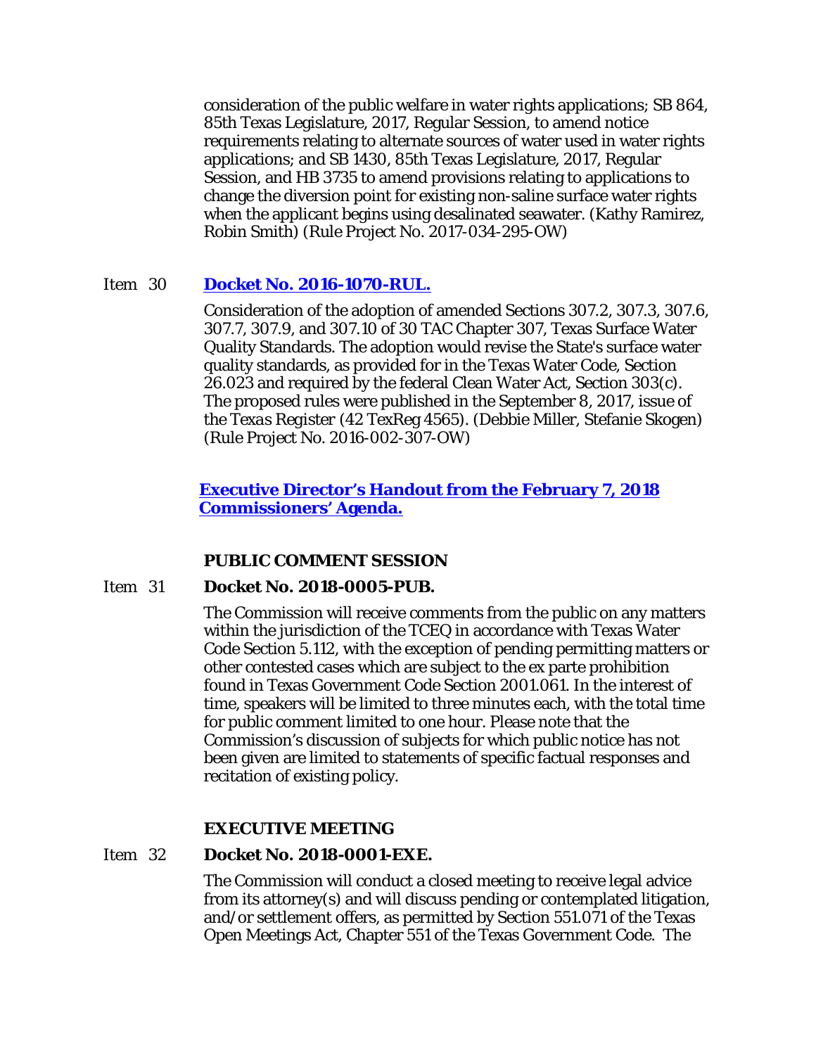consideration of the public welfare in water rights applications; SB 864, 85th Texas Legislature, 2017, Regular Session, to amend notice requirements relating to alternate sources of water used in water rights applications; and SB 1430, 85th Texas Legislature, 2017, Regular Session, and HB 3735 to amend provisions relating to applications to change the diversion point for existing non-saline surface water rights when the applicant begins using desalinated seawater. (Kathy Ramirez, Robin Smith) (Rule Project No. 2017-034-295-OW)

Item 30 **Docket No. 2016-1070-RUL.**

Consideration of the adoption of amended Sections 307.2, 307.3, 307.6, 307.7, 307.9, and 307.10 of 30 TAC Chapter 307, Texas Surface Water Quality Standards. The adoption would revise the State's surface water quality standards, as provided for in the Texas Water Code, Section 26.023 and required by the federal Clean Water Act, Section 303(c). The proposed rules were published in the September 8, 2017, issue of the *Texas Register* (42 TexReg 4565). (Debbie Miller, Stefanie Skogen) (Rule Project No. 2016-002-307-OW)

**Executive Director's Handout from the February 7, 2018 Commissioners' Agenda.**

**PUBLIC COMMENT SESSION**

Item 31 **Docket No. 2018-0005-PUB.**

The Commission will receive comments from the public on any matters within the jurisdiction of the TCEQ in accordance with Texas Water Code Section 5.112, with the exception of pending permitting matters or other contested cases which are subject to the ex parte prohibition found in Texas Government Code Section 2001.061. In the interest of time, speakers will be limited to three minutes each, with the total time for public comment limited to one hour. Please note that the Commission's discussion of subjects for which public notice has not been given are limited to statements of specific factual responses and recitation of existing policy.

**EXECUTIVE MEETING**

Item 32 **Docket No. 2018-0001-EXE.**

The Commission will conduct a closed meeting to receive legal advice from its attorney(s) and will discuss pending or contemplated litigation, and/or settlement offers, as permitted by Section 551.071 of the Texas Open Meetings Act, Chapter 551 of the Texas Government Code. The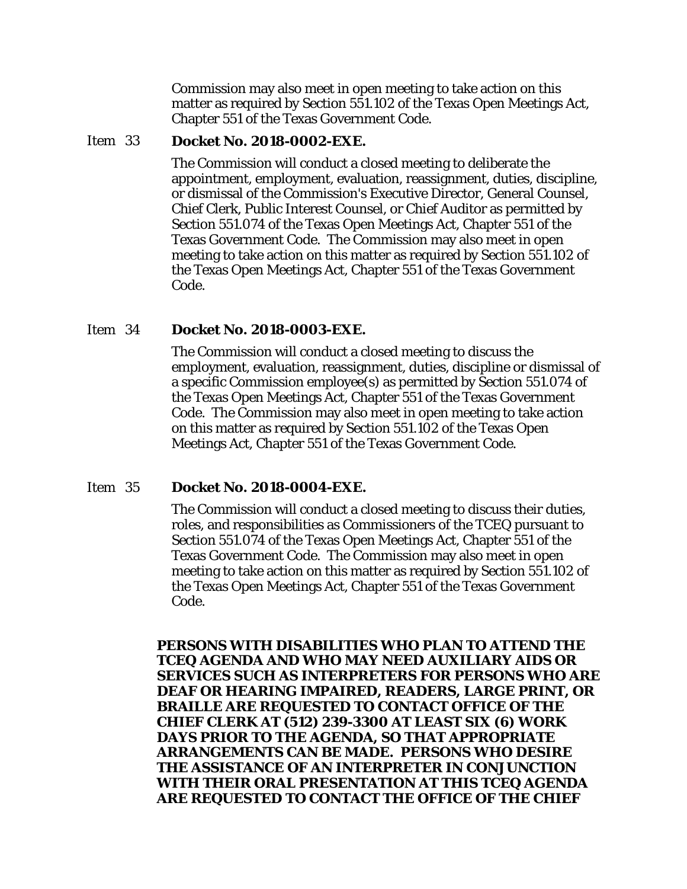Commission may also meet in open meeting to take action on this matter as required by Section 551.102 of the Texas Open Meetings Act, Chapter 551 of the Texas Government Code.

Item 33 **Docket No. 2018-0002-EXE.**

The Commission will conduct a closed meeting to deliberate the appointment, employment, evaluation, reassignment, duties, discipline, or dismissal of the Commission's Executive Director, General Counsel, Chief Clerk, Public Interest Counsel, or Chief Auditor as permitted by Section 551.074 of the Texas Open Meetings Act, Chapter 551 of the Texas Government Code. The Commission may also meet in open meeting to take action on this matter as required by Section 551.102 of the Texas Open Meetings Act, Chapter 551 of the Texas Government Code.

Item 34 **Docket No. 2018-0003-EXE.**

The Commission will conduct a closed meeting to discuss the employment, evaluation, reassignment, duties, discipline or dismissal of a specific Commission employee(s) as permitted by Section 551.074 of the Texas Open Meetings Act, Chapter 551 of the Texas Government Code. The Commission may also meet in open meeting to take action on this matter as required by Section 551.102 of the Texas Open Meetings Act, Chapter 551 of the Texas Government Code.

Item 35 **Docket No. 2018-0004-EXE.**

The Commission will conduct a closed meeting to discuss their duties, roles, and responsibilities as Commissioners of the TCEQ pursuant to Section 551.074 of the Texas Open Meetings Act, Chapter 551 of the Texas Government Code. The Commission may also meet in open meeting to take action on this matter as required by Section 551.102 of the Texas Open Meetings Act, Chapter 551 of the Texas Government Code.

**PERSONS WITH DISABILITIES WHO PLAN TO ATTEND THE TCEQ AGENDA AND WHO MAY NEED AUXILIARY AIDS OR SERVICES SUCH AS INTERPRETERS FOR PERSONS WHO ARE DEAF OR HEARING IMPAIRED, READERS, LARGE PRINT, OR BRAILLE ARE REQUESTED TO CONTACT OFFICE OF THE CHIEF CLERK AT (512) 239-3300 AT LEAST SIX (6) WORK DAYS PRIOR TO THE AGENDA, SO THAT APPROPRIATE ARRANGEMENTS CAN BE MADE. PERSONS WHO DESIRE THE ASSISTANCE OF AN INTERPRETER IN CONJUNCTION WITH THEIR ORAL PRESENTATION AT THIS TCEQ AGENDA ARE REQUESTED TO CONTACT THE OFFICE OF THE CHIEF**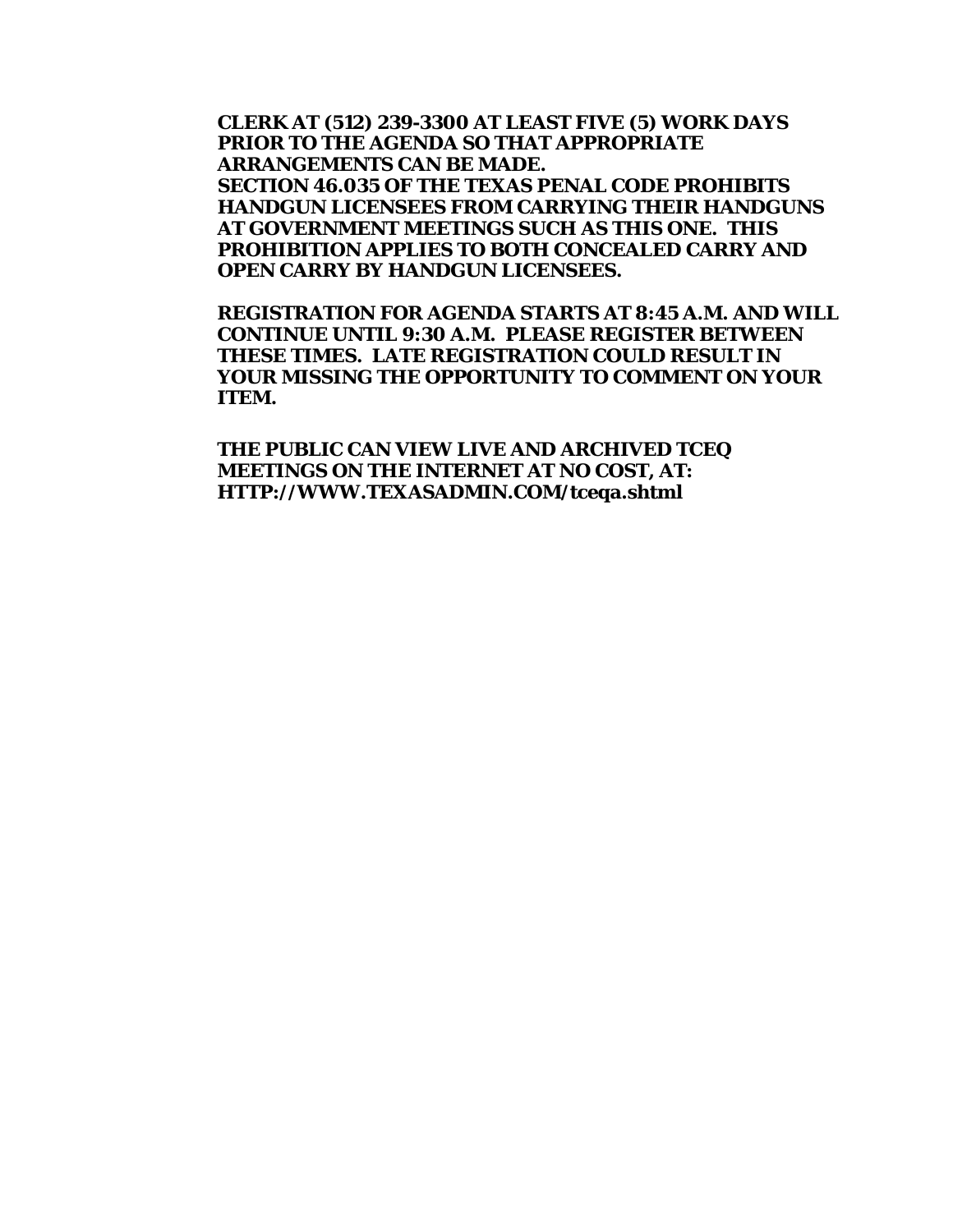**CLERK AT (512) 239-3300 AT LEAST FIVE (5) WORK DAYS PRIOR TO THE AGENDA SO THAT APPROPRIATE ARRANGEMENTS CAN BE MADE.**
**SECTION 46.035 OF THE TEXAS PENAL CODE PROHIBITS HANDGUN LICENSEES FROM CARRYING THEIR HANDGUNS AT GOVERNMENT MEETINGS SUCH AS THIS ONE. THIS PROHIBITION APPLIES TO BOTH CONCEALED CARRY AND OPEN CARRY BY HANDGUN LICENSEES.**

**REGISTRATION FOR AGENDA STARTS AT 8:45 A.M. AND WILL CONTINUE UNTIL 9:30 A.M. PLEASE REGISTER BETWEEN THESE TIMES. LATE REGISTRATION COULD RESULT IN YOUR MISSING THE OPPORTUNITY TO COMMENT ON YOUR ITEM.**

**THE PUBLIC CAN VIEW LIVE AND ARCHIVED TCEQ MEETINGS ON THE INTERNET AT NO COST, AT: HTTP://WWW.TEXASADMIN.COM/tceqa.shtml**